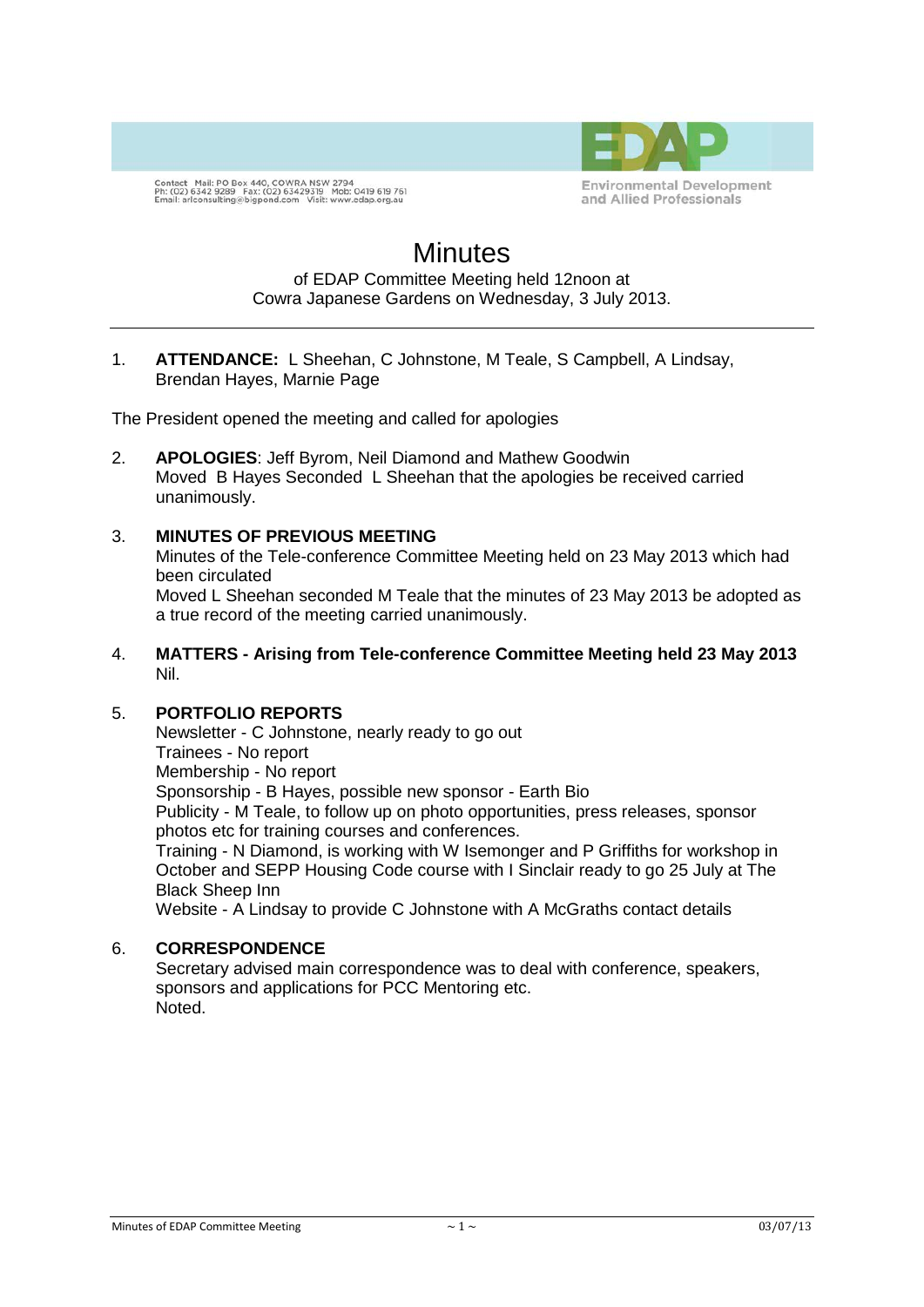Contact Mail: PO Box 440, COWRA NSW 2794
Ph: (02) 6342 9289 Fax: (02) 63429319 Mob: 0419 619 761
Email: arlconsulting@bigpond.com Visit: www.edap.org.au

EDAP
Environmental Development and Allied Professionals

# Minutes

of EDAP Committee Meeting held 12noon at
Cowra Japanese Gardens on Wednesday, 3 July 2013.

---

1. **ATTENDANCE:** L Sheehan, C Johnstone, M Teale, S Campbell, A Lindsay, Brendan Hayes, Marnie Page

The President opened the meeting and called for apologies

2. **APOLOGIES**: Jeff Byrom, Neil Diamond and Mathew Goodwin
   Moved B Hayes Seconded L Sheehan that the apologies be received carried unanimously.

3. **MINUTES OF PREVIOUS MEETING**
   Minutes of the Tele-conference Committee Meeting held on 23 May 2013 which had been circulated
   Moved L Sheehan seconded M Teale that the minutes of 23 May 2013 be adopted as a true record of the meeting carried unanimously.

4. **MATTERS - Arising from Tele-conference Committee Meeting held 23 May 2013**
   Nil.

5. **PORTFOLIO REPORTS**
   Newsletter - C Johnstone, nearly ready to go out
   Trainees - No report
   Membership - No report
   Sponsorship - B Hayes, possible new sponsor - Earth Bio
   Publicity - M Teale, to follow up on photo opportunities, press releases, sponsor photos etc for training courses and conferences.
   Training - N Diamond, is working with W Isemonger and P Griffiths for workshop in October and SEPP Housing Code course with I Sinclair ready to go 25 July at The Black Sheep Inn
   Website - A Lindsay to provide C Johnstone with A McGraths contact details

6. **CORRESPONDENCE**
   Secretary advised main correspondence was to deal with conference, speakers, sponsors and applications for PCC Mentoring etc.
   Noted.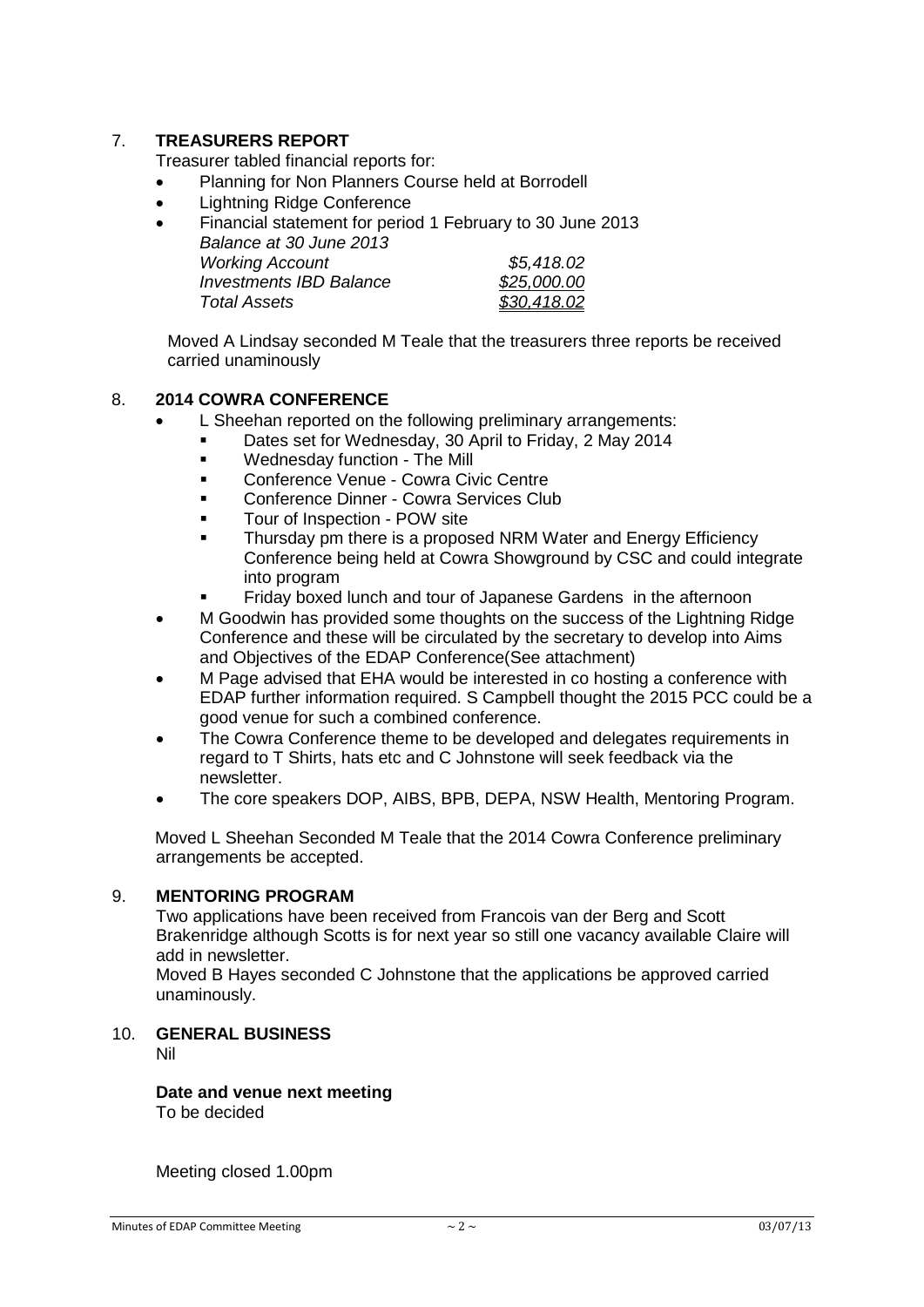## 7. TREASURERS REPORT

Treasurer tabled financial reports for:

- Planning for Non Planners Course held at Borrodell
- Lightning Ridge Conference
- Financial statement for period 1 February to 30 June 2013

*Balance at 30 June 2013*

| | |
|---|---|
| *Working Account* | *$5,418.02* |
| *Investments IBD Balance* | *$25,000.00* |
| *Total Assets* | *$30,418.02* |

Moved A Lindsay seconded M Teale that the treasurers three reports be received carried unaminously

## 8. 2014 COWRA CONFERENCE

- L Sheehan reported on the following preliminary arrangements:
  - Dates set for Wednesday, 30 April to Friday, 2 May 2014
  - Wednesday function - The Mill
  - Conference Venue - Cowra Civic Centre
  - Conference Dinner - Cowra Services Club
  - Tour of Inspection - POW site
  - Thursday pm there is a proposed NRM Water and Energy Efficiency Conference being held at Cowra Showground by CSC and could integrate into program
  - Friday boxed lunch and tour of Japanese Gardens in the afternoon
- M Goodwin has provided some thoughts on the success of the Lightning Ridge Conference and these will be circulated by the secretary to develop into Aims and Objectives of the EDAP Conference(See attachment)
- M Page advised that EHA would be interested in co hosting a conference with EDAP further information required. S Campbell thought the 2015 PCC could be a good venue for such a combined conference.
- The Cowra Conference theme to be developed and delegates requirements in regard to T Shirts, hats etc and C Johnstone will seek feedback via the newsletter.
- The core speakers DOP, AIBS, BPB, DEPA, NSW Health, Mentoring Program.

Moved L Sheehan Seconded M Teale that the 2014 Cowra Conference preliminary arrangements be accepted.

## 9. MENTORING PROGRAM

Two applications have been received from Francois van der Berg and Scott Brakenridge although Scotts is for next year so still one vacancy available Claire will add in newsletter.

Moved B Hayes seconded C Johnstone that the applications be approved carried unaminously.

## 10. GENERAL BUSINESS

Nil

**Date and venue next meeting**

To be decided

Meeting closed 1.00pm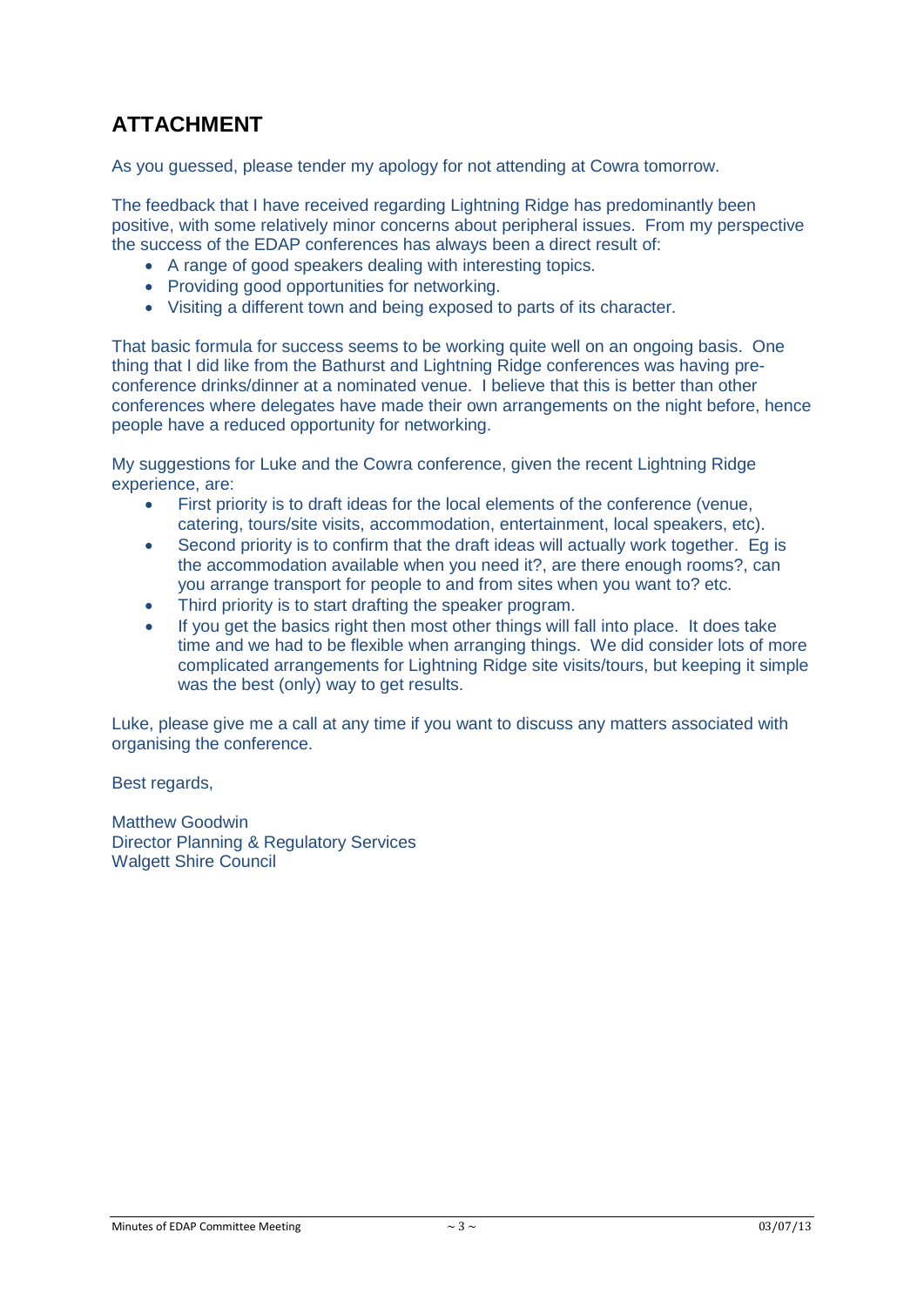## ATTACHMENT

As you guessed, please tender my apology for not attending at Cowra tomorrow.

The feedback that I have received regarding Lightning Ridge has predominantly been positive, with some relatively minor concerns about peripheral issues. From my perspective the success of the EDAP conferences has always been a direct result of:

- A range of good speakers dealing with interesting topics.
- Providing good opportunities for networking.
- Visiting a different town and being exposed to parts of its character.

That basic formula for success seems to be working quite well on an ongoing basis. One thing that I did like from the Bathurst and Lightning Ridge conferences was having pre-conference drinks/dinner at a nominated venue. I believe that this is better than other conferences where delegates have made their own arrangements on the night before, hence people have a reduced opportunity for networking.

My suggestions for Luke and the Cowra conference, given the recent Lightning Ridge experience, are:

- First priority is to draft ideas for the local elements of the conference (venue, catering, tours/site visits, accommodation, entertainment, local speakers, etc).
- Second priority is to confirm that the draft ideas will actually work together. Eg is the accommodation available when you need it?, are there enough rooms?, can you arrange transport for people to and from sites when you want to? etc.
- Third priority is to start drafting the speaker program.
- If you get the basics right then most other things will fall into place. It does take time and we had to be flexible when arranging things. We did consider lots of more complicated arrangements for Lightning Ridge site visits/tours, but keeping it simple was the best (only) way to get results.

Luke, please give me a call at any time if you want to discuss any matters associated with organising the conference.

Best regards,

Matthew Goodwin
Director Planning & Regulatory Services
Walgett Shire Council